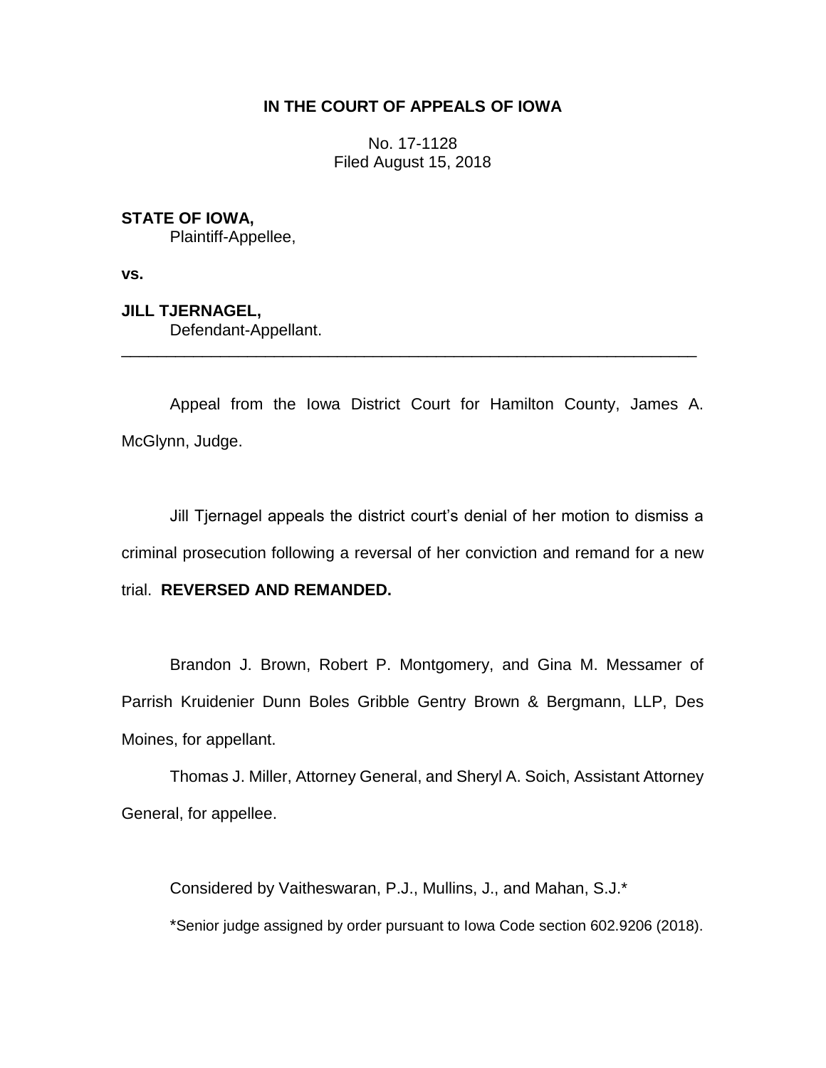**IN THE COURT OF APPEALS OF IOWA**

No. 17-1128
Filed August 15, 2018

**STATE OF IOWA,**
Plaintiff-Appellee,

**vs.**

**JILL TJERNAGEL,**
Defendant-Appellant.

---

Appeal from the Iowa District Court for Hamilton County, James A. McGlynn, Judge.

Jill Tjernagel appeals the district court's denial of her motion to dismiss a criminal prosecution following a reversal of her conviction and remand for a new trial. **REVERSED AND REMANDED.**

Brandon J. Brown, Robert P. Montgomery, and Gina M. Messamer of Parrish Kruidenier Dunn Boles Gribble Gentry Brown & Bergmann, LLP, Des Moines, for appellant.

Thomas J. Miller, Attorney General, and Sheryl A. Soich, Assistant Attorney General, for appellee.

Considered by Vaitheswaran, P.J., Mullins, J., and Mahan, S.J.*

*Senior judge assigned by order pursuant to Iowa Code section 602.9206 (2018).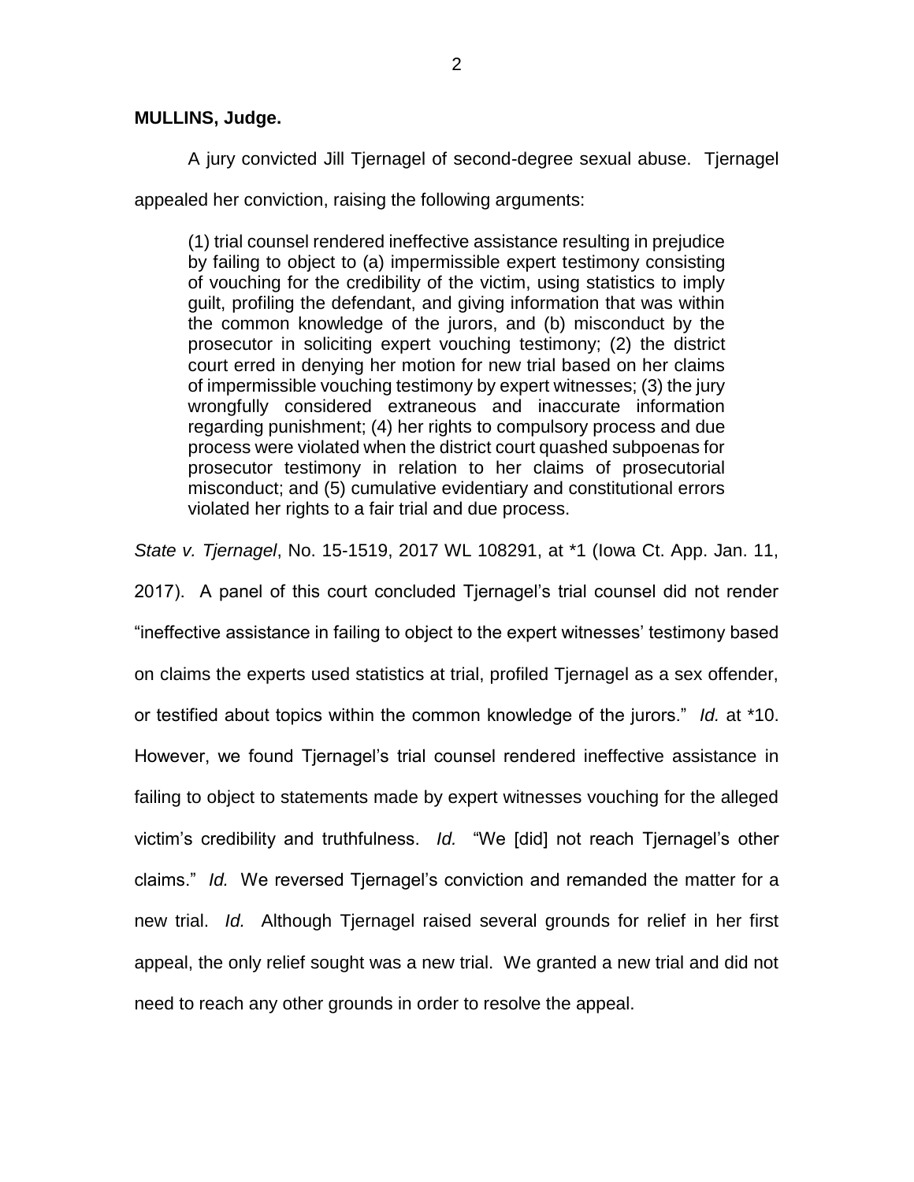**MULLINS, Judge.**

A jury convicted Jill Tjernagel of second-degree sexual abuse. Tjernagel appealed her conviction, raising the following arguments:

> (1) trial counsel rendered ineffective assistance resulting in prejudice by failing to object to (a) impermissible expert testimony consisting of vouching for the credibility of the victim, using statistics to imply guilt, profiling the defendant, and giving information that was within the common knowledge of the jurors, and (b) misconduct by the prosecutor in soliciting expert vouching testimony; (2) the district court erred in denying her motion for new trial based on her claims of impermissible vouching testimony by expert witnesses; (3) the jury wrongfully considered extraneous and inaccurate information regarding punishment; (4) her rights to compulsory process and due process were violated when the district court quashed subpoenas for prosecutor testimony in relation to her claims of prosecutorial misconduct; and (5) cumulative evidentiary and constitutional errors violated her rights to a fair trial and due process.

*State v. Tjernagel*, No. 15-1519, 2017 WL 108291, at *1 (Iowa Ct. App. Jan. 11, 2017). A panel of this court concluded Tjernagel's trial counsel did not render "ineffective assistance in failing to object to the expert witnesses' testimony based on claims the experts used statistics at trial, profiled Tjernagel as a sex offender, or testified about topics within the common knowledge of the jurors." *Id.* at *10. However, we found Tjernagel's trial counsel rendered ineffective assistance in failing to object to statements made by expert witnesses vouching for the alleged victim's credibility and truthfulness. *Id.* "We [did] not reach Tjernagel's other claims." *Id.* We reversed Tjernagel's conviction and remanded the matter for a new trial. *Id.* Although Tjernagel raised several grounds for relief in her first appeal, the only relief sought was a new trial. We granted a new trial and did not need to reach any other grounds in order to resolve the appeal.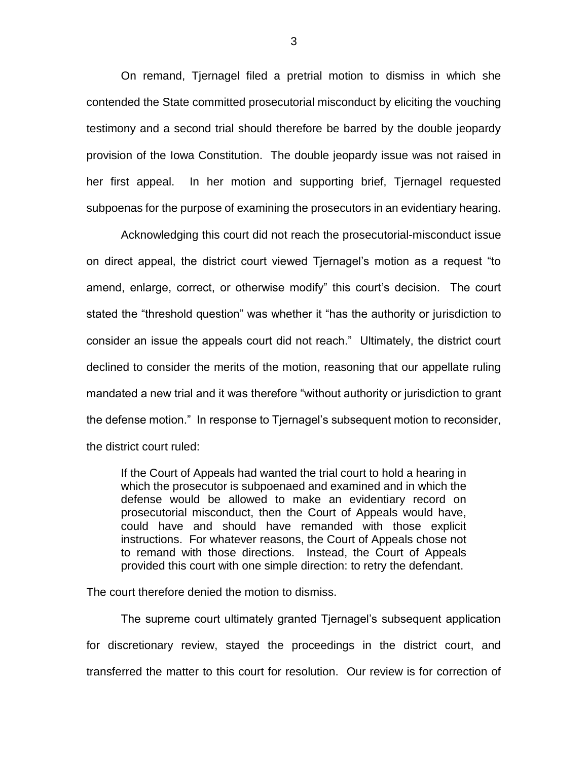On remand, Tjernagel filed a pretrial motion to dismiss in which she contended the State committed prosecutorial misconduct by eliciting the vouching testimony and a second trial should therefore be barred by the double jeopardy provision of the Iowa Constitution. The double jeopardy issue was not raised in her first appeal. In her motion and supporting brief, Tjernagel requested subpoenas for the purpose of examining the prosecutors in an evidentiary hearing.

Acknowledging this court did not reach the prosecutorial-misconduct issue on direct appeal, the district court viewed Tjernagel's motion as a request "to amend, enlarge, correct, or otherwise modify" this court's decision. The court stated the "threshold question" was whether it "has the authority or jurisdiction to consider an issue the appeals court did not reach." Ultimately, the district court declined to consider the merits of the motion, reasoning that our appellate ruling mandated a new trial and it was therefore "without authority or jurisdiction to grant the defense motion." In response to Tjernagel's subsequent motion to reconsider, the district court ruled:

> If the Court of Appeals had wanted the trial court to hold a hearing in which the prosecutor is subpoenaed and examined and in which the defense would be allowed to make an evidentiary record on prosecutorial misconduct, then the Court of Appeals would have, could have and should have remanded with those explicit instructions. For whatever reasons, the Court of Appeals chose not to remand with those directions. Instead, the Court of Appeals provided this court with one simple direction: to retry the defendant.

The court therefore denied the motion to dismiss.

The supreme court ultimately granted Tjernagel's subsequent application for discretionary review, stayed the proceedings in the district court, and transferred the matter to this court for resolution. Our review is for correction of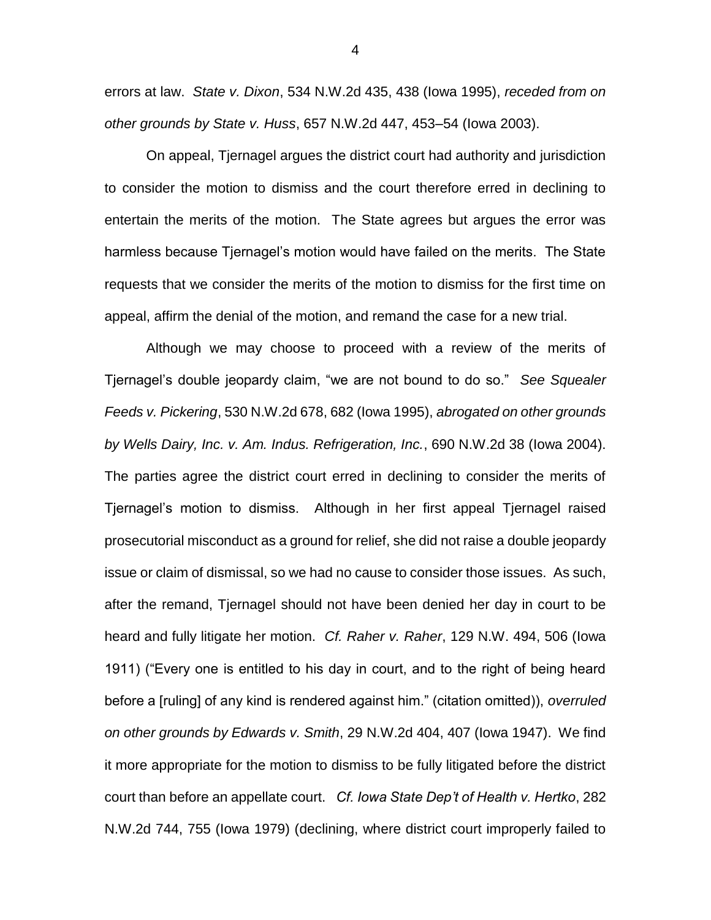errors at law. *State v. Dixon*, 534 N.W.2d 435, 438 (Iowa 1995), *receded from on other grounds by State v. Huss*, 657 N.W.2d 447, 453–54 (Iowa 2003).

On appeal, Tjernagel argues the district court had authority and jurisdiction to consider the motion to dismiss and the court therefore erred in declining to entertain the merits of the motion. The State agrees but argues the error was harmless because Tjernagel's motion would have failed on the merits. The State requests that we consider the merits of the motion to dismiss for the first time on appeal, affirm the denial of the motion, and remand the case for a new trial.

Although we may choose to proceed with a review of the merits of Tjernagel's double jeopardy claim, "we are not bound to do so." *See Squealer Feeds v. Pickering*, 530 N.W.2d 678, 682 (Iowa 1995), *abrogated on other grounds by Wells Dairy, Inc. v. Am. Indus. Refrigeration, Inc.*, 690 N.W.2d 38 (Iowa 2004). The parties agree the district court erred in declining to consider the merits of Tjernagel's motion to dismiss. Although in her first appeal Tjernagel raised prosecutorial misconduct as a ground for relief, she did not raise a double jeopardy issue or claim of dismissal, so we had no cause to consider those issues. As such, after the remand, Tjernagel should not have been denied her day in court to be heard and fully litigate her motion. *Cf. Raher v. Raher*, 129 N.W. 494, 506 (Iowa 1911) ("Every one is entitled to his day in court, and to the right of being heard before a [ruling] of any kind is rendered against him." (citation omitted)), *overruled on other grounds by Edwards v. Smith*, 29 N.W.2d 404, 407 (Iowa 1947). We find it more appropriate for the motion to dismiss to be fully litigated before the district court than before an appellate court. *Cf. Iowa State Dep't of Health v. Hertko*, 282 N.W.2d 744, 755 (Iowa 1979) (declining, where district court improperly failed to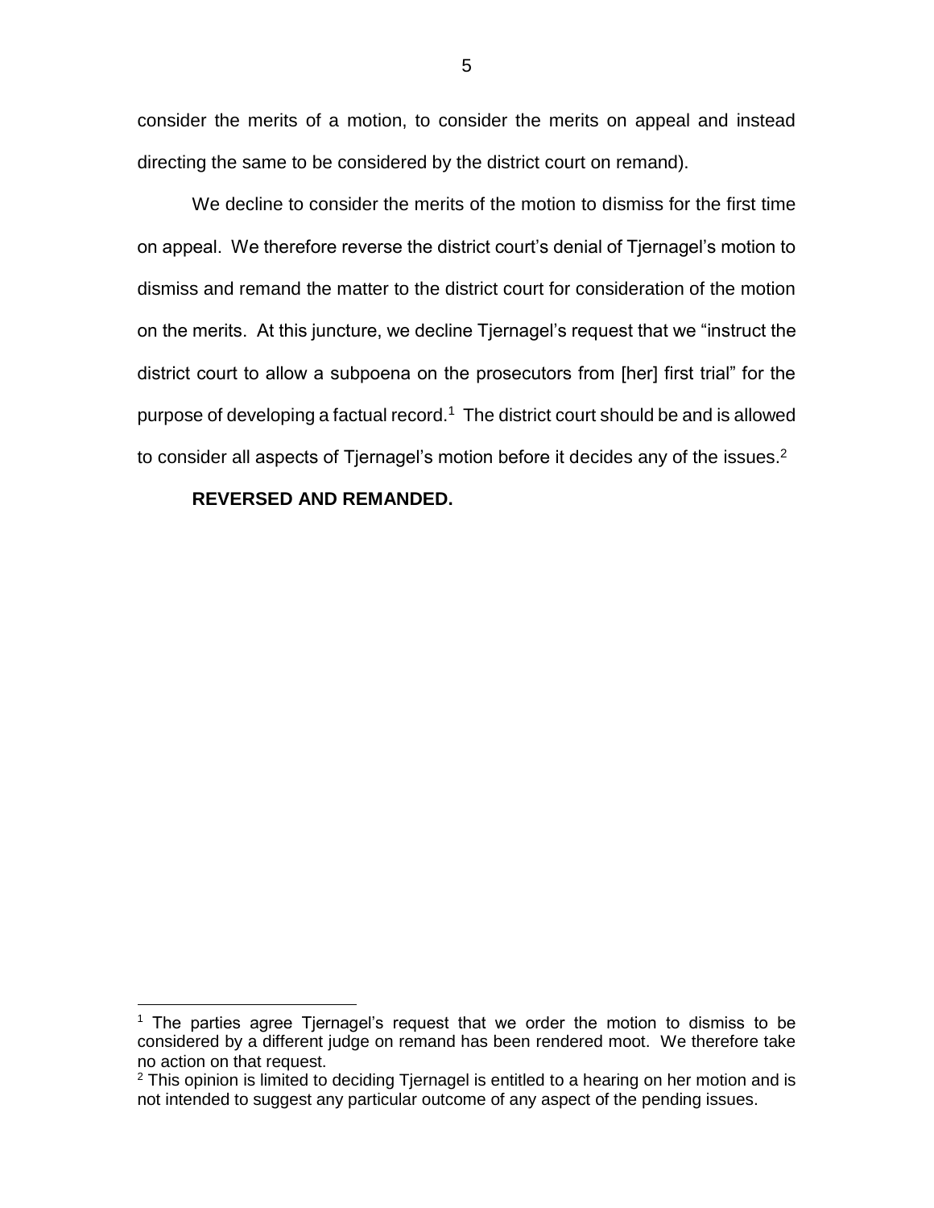consider the merits of a motion, to consider the merits on appeal and instead directing the same to be considered by the district court on remand).

We decline to consider the merits of the motion to dismiss for the first time on appeal. We therefore reverse the district court's denial of Tjernagel's motion to dismiss and remand the matter to the district court for consideration of the motion on the merits. At this juncture, we decline Tjernagel's request that we "instruct the district court to allow a subpoena on the prosecutors from [her] first trial" for the purpose of developing a factual record.[1] The district court should be and is allowed to consider all aspects of Tjernagel's motion before it decides any of the issues.[2]

**REVERSED AND REMANDED.**

[1] The parties agree Tjernagel's request that we order the motion to dismiss to be considered by a different judge on remand has been rendered moot. We therefore take no action on that request.

[2] This opinion is limited to deciding Tjernagel is entitled to a hearing on her motion and is not intended to suggest any particular outcome of any aspect of the pending issues.